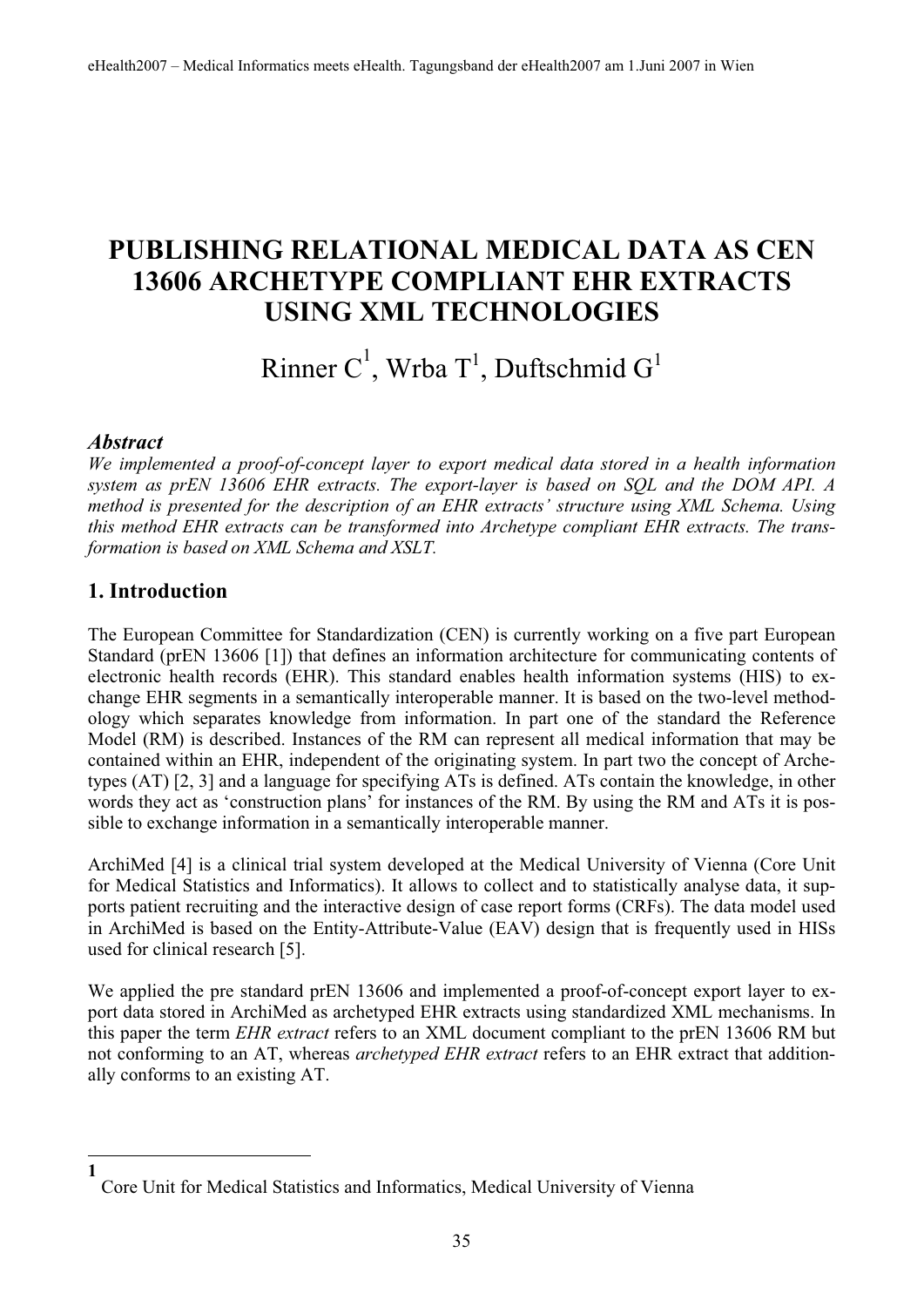# PUBLISHING RELATIONAL MEDICAL DATA AS CEN 13606 ARCHETYPE COMPLIANT EHR EXTRACTS USING XML TECHNOLOGIES

Rinner C[1], Wrba T[1], Duftschmid G[1]

### *Abstract*

*We implemented a proof-of-concept layer to export medical data stored in a health information system as prEN 13606 EHR extracts. The export-layer is based on SQL and the DOM API. A method is presented for the description of an EHR extracts' structure using XML Schema. Using this method EHR extracts can be transformed into Archetype compliant EHR extracts. The transformation is based on XML Schema and XSLT.*

## 1. Introduction

The European Committee for Standardization (CEN) is currently working on a five part European Standard (prEN 13606 [1]) that defines an information architecture for communicating contents of electronic health records (EHR). This standard enables health information systems (HIS) to exchange EHR segments in a semantically interoperable manner. It is based on the two-level methodology which separates knowledge from information. In part one of the standard the Reference Model (RM) is described. Instances of the RM can represent all medical information that may be contained within an EHR, independent of the originating system. In part two the concept of Archetypes (AT) [2, 3] and a language for specifying ATs is defined. ATs contain the knowledge, in other words they act as 'construction plans' for instances of the RM. By using the RM and ATs it is possible to exchange information in a semantically interoperable manner.

ArchiMed [4] is a clinical trial system developed at the Medical University of Vienna (Core Unit for Medical Statistics and Informatics). It allows to collect and to statistically analyse data, it supports patient recruiting and the interactive design of case report forms (CRFs). The data model used in ArchiMed is based on the Entity-Attribute-Value (EAV) design that is frequently used in HISs used for clinical research [5].

We applied the pre standard prEN 13606 and implemented a proof-of-concept export layer to export data stored in ArchiMed as archetyped EHR extracts using standardized XML mechanisms. In this paper the term *EHR extract* refers to an XML document compliant to the prEN 13606 RM but not conforming to an AT, whereas *archetyped EHR extract* refers to an EHR extract that additionally conforms to an existing AT.

---

[1] Core Unit for Medical Statistics and Informatics, Medical University of Vienna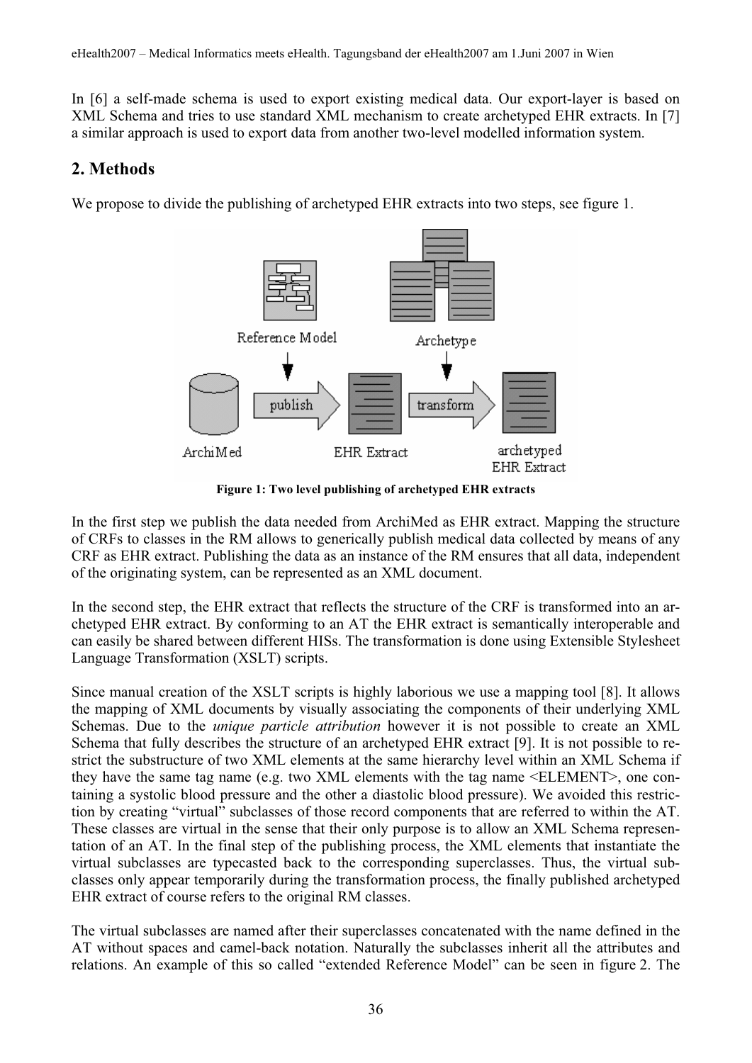In [6] a self-made schema is used to export existing medical data. Our export-layer is based on XML Schema and tries to use standard XML mechanism to create archetyped EHR extracts. In [7] a similar approach is used to export data from another two-level modelled information system.

## 2. Methods

We propose to divide the publishing of archetyped EHR extracts into two steps, see figure 1.

**Figure 1: Two level publishing of archetyped EHR extracts**

In the first step we publish the data needed from ArchiMed as EHR extract. Mapping the structure of CRFs to classes in the RM allows to generically publish medical data collected by means of any CRF as EHR extract. Publishing the data as an instance of the RM ensures that all data, independent of the originating system, can be represented as an XML document.

In the second step, the EHR extract that reflects the structure of the CRF is transformed into an archetyped EHR extract. By conforming to an AT the EHR extract is semantically interoperable and can easily be shared between different HISs. The transformation is done using Extensible Stylesheet Language Transformation (XSLT) scripts.

Since manual creation of the XSLT scripts is highly laborious we use a mapping tool [8]. It allows the mapping of XML documents by visually associating the components of their underlying XML Schemas. Due to the *unique particle attribution* however it is not possible to create an XML Schema that fully describes the structure of an archetyped EHR extract [9]. It is not possible to restrict the substructure of two XML elements at the same hierarchy level within an XML Schema if they have the same tag name (e.g. two XML elements with the tag name <ELEMENT>, one containing a systolic blood pressure and the other a diastolic blood pressure). We avoided this restriction by creating "virtual" subclasses of those record components that are referred to within the AT. These classes are virtual in the sense that their only purpose is to allow an XML Schema representation of an AT. In the final step of the publishing process, the XML elements that instantiate the virtual subclasses are typecasted back to the corresponding superclasses. Thus, the virtual subclasses only appear temporarily during the transformation process, the finally published archetyped EHR extract of course refers to the original RM classes.

The virtual subclasses are named after their superclasses concatenated with the name defined in the AT without spaces and camel-back notation. Naturally the subclasses inherit all the attributes and relations. An example of this so called "extended Reference Model" can be seen in figure 2. The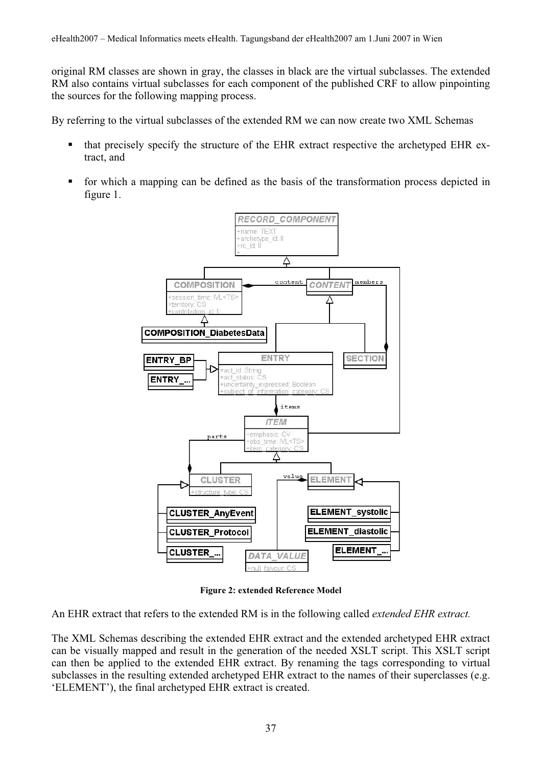original RM classes are shown in gray, the classes in black are the virtual subclasses. The extended RM also contains virtual subclasses for each component of the published CRF to allow pinpointing the sources for the following mapping process.

By referring to the virtual subclasses of the extended RM we can now create two XML Schemas

- that precisely specify the structure of the EHR extract respective the archetyped EHR extract, and
- for which a mapping can be defined as the basis of the transformation process depicted in figure 1.

**Figure 2: extended Reference Model**

An EHR extract that refers to the extended RM is in the following called *extended EHR extract.*

The XML Schemas describing the extended EHR extract and the extended archetyped EHR extract can be visually mapped and result in the generation of the needed XSLT script. This XSLT script can then be applied to the extended EHR extract. By renaming the tags corresponding to virtual subclasses in the resulting extended archetyped EHR extract to the names of their superclasses (e.g. 'ELEMENT'), the final archetyped EHR extract is created.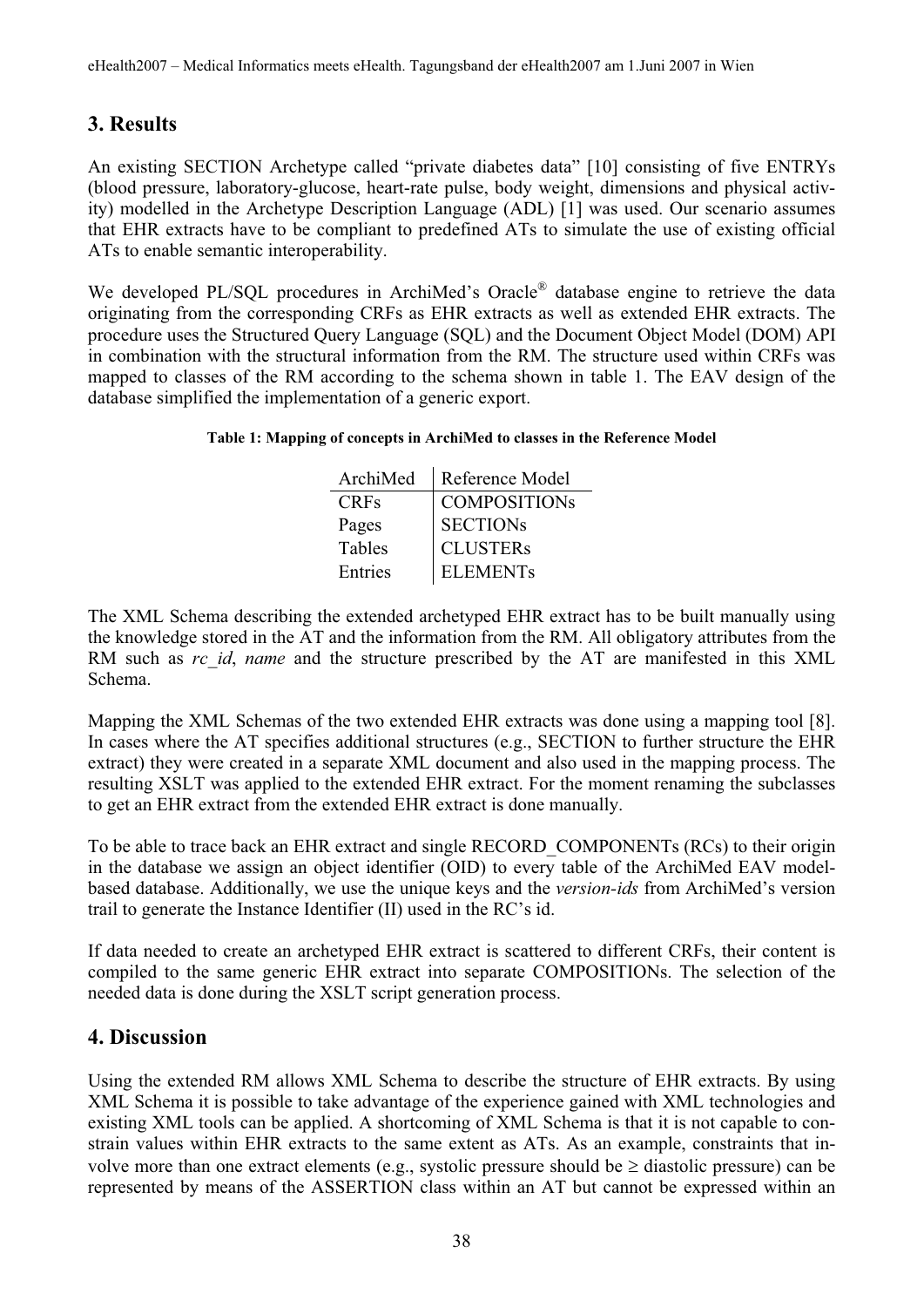## 3. Results

An existing SECTION Archetype called "private diabetes data" [10] consisting of five ENTRYs (blood pressure, laboratory-glucose, heart-rate pulse, body weight, dimensions and physical activity) modelled in the Archetype Description Language (ADL) [1] was used. Our scenario assumes that EHR extracts have to be compliant to predefined ATs to simulate the use of existing official ATs to enable semantic interoperability.

We developed PL/SQL procedures in ArchiMed's Oracle® database engine to retrieve the data originating from the corresponding CRFs as EHR extracts as well as extended EHR extracts. The procedure uses the Structured Query Language (SQL) and the Document Object Model (DOM) API in combination with the structural information from the RM. The structure used within CRFs was mapped to classes of the RM according to the schema shown in table 1. The EAV design of the database simplified the implementation of a generic export.

**Table 1: Mapping of concepts in ArchiMed to classes in the Reference Model**

| ArchiMed | Reference Model |
|---|---|
| CRFs | COMPOSITIONs |
| Pages | SECTIONs |
| Tables | CLUSTERs |
| Entries | ELEMENTs |

The XML Schema describing the extended archetyped EHR extract has to be built manually using the knowledge stored in the AT and the information from the RM. All obligatory attributes from the RM such as *rc_id*, *name* and the structure prescribed by the AT are manifested in this XML Schema.

Mapping the XML Schemas of the two extended EHR extracts was done using a mapping tool [8]. In cases where the AT specifies additional structures (e.g., SECTION to further structure the EHR extract) they were created in a separate XML document and also used in the mapping process. The resulting XSLT was applied to the extended EHR extract. For the moment renaming the subclasses to get an EHR extract from the extended EHR extract is done manually.

To be able to trace back an EHR extract and single RECORD_COMPONENTs (RCs) to their origin in the database we assign an object identifier (OID) to every table of the ArchiMed EAV model-based database. Additionally, we use the unique keys and the *version-ids* from ArchiMed's version trail to generate the Instance Identifier (II) used in the RC's id.

If data needed to create an archetyped EHR extract is scattered to different CRFs, their content is compiled to the same generic EHR extract into separate COMPOSITIONs. The selection of the needed data is done during the XSLT script generation process.

## 4. Discussion

Using the extended RM allows XML Schema to describe the structure of EHR extracts. By using XML Schema it is possible to take advantage of the experience gained with XML technologies and existing XML tools can be applied. A shortcoming of XML Schema is that it is not capable to constrain values within EHR extracts to the same extent as ATs. As an example, constraints that involve more than one extract elements (e.g., systolic pressure should be ≥ diastolic pressure) can be represented by means of the ASSERTION class within an AT but cannot be expressed within an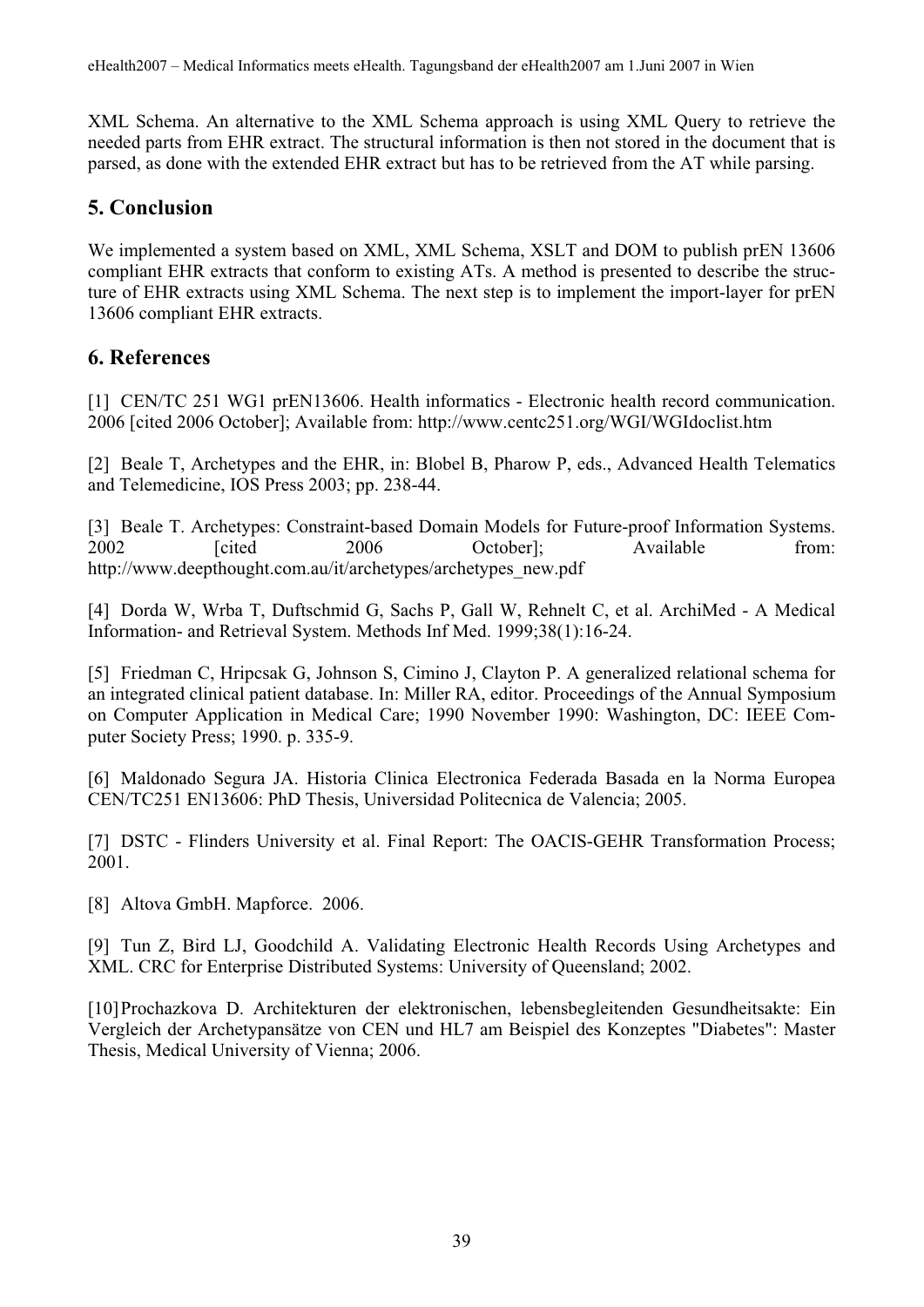XML Schema. An alternative to the XML Schema approach is using XML Query to retrieve the needed parts from EHR extract. The structural information is then not stored in the document that is parsed, as done with the extended EHR extract but has to be retrieved from the AT while parsing.

## 5. Conclusion

We implemented a system based on XML, XML Schema, XSLT and DOM to publish prEN 13606 compliant EHR extracts that conform to existing ATs. A method is presented to describe the structure of EHR extracts using XML Schema. The next step is to implement the import-layer for prEN 13606 compliant EHR extracts.

## 6. References

[1] CEN/TC 251 WG1 prEN13606. Health informatics - Electronic health record communication. 2006 [cited 2006 October]; Available from: http://www.centc251.org/WGI/WGIdoclist.htm

[2] Beale T, Archetypes and the EHR, in: Blobel B, Pharow P, eds., Advanced Health Telematics and Telemedicine, IOS Press 2003; pp. 238-44.

[3] Beale T. Archetypes: Constraint-based Domain Models for Future-proof Information Systems. 2002 [cited 2006 October]; Available from: http://www.deepthought.com.au/it/archetypes/archetypes_new.pdf

[4] Dorda W, Wrba T, Duftschmid G, Sachs P, Gall W, Rehnelt C, et al. ArchiMed - A Medical Information- and Retrieval System. Methods Inf Med. 1999;38(1):16-24.

[5] Friedman C, Hripcsak G, Johnson S, Cimino J, Clayton P. A generalized relational schema for an integrated clinical patient database. In: Miller RA, editor. Proceedings of the Annual Symposium on Computer Application in Medical Care; 1990 November 1990: Washington, DC: IEEE Computer Society Press; 1990. p. 335-9.

[6] Maldonado Segura JA. Historia Clinica Electronica Federada Basada en la Norma Europea CEN/TC251 EN13606: PhD Thesis, Universidad Politecnica de Valencia; 2005.

[7] DSTC - Flinders University et al. Final Report: The OACIS-GEHR Transformation Process; 2001.

[8] Altova GmbH. Mapforce. 2006.

[9] Tun Z, Bird LJ, Goodchild A. Validating Electronic Health Records Using Archetypes and XML. CRC for Enterprise Distributed Systems: University of Queensland; 2002.

[10] Prochazkova D. Architekturen der elektronischen, lebensbegleitenden Gesundheitsakte: Ein Vergleich der Archetypansätze von CEN und HL7 am Beispiel des Konzeptes "Diabetes": Master Thesis, Medical University of Vienna; 2006.